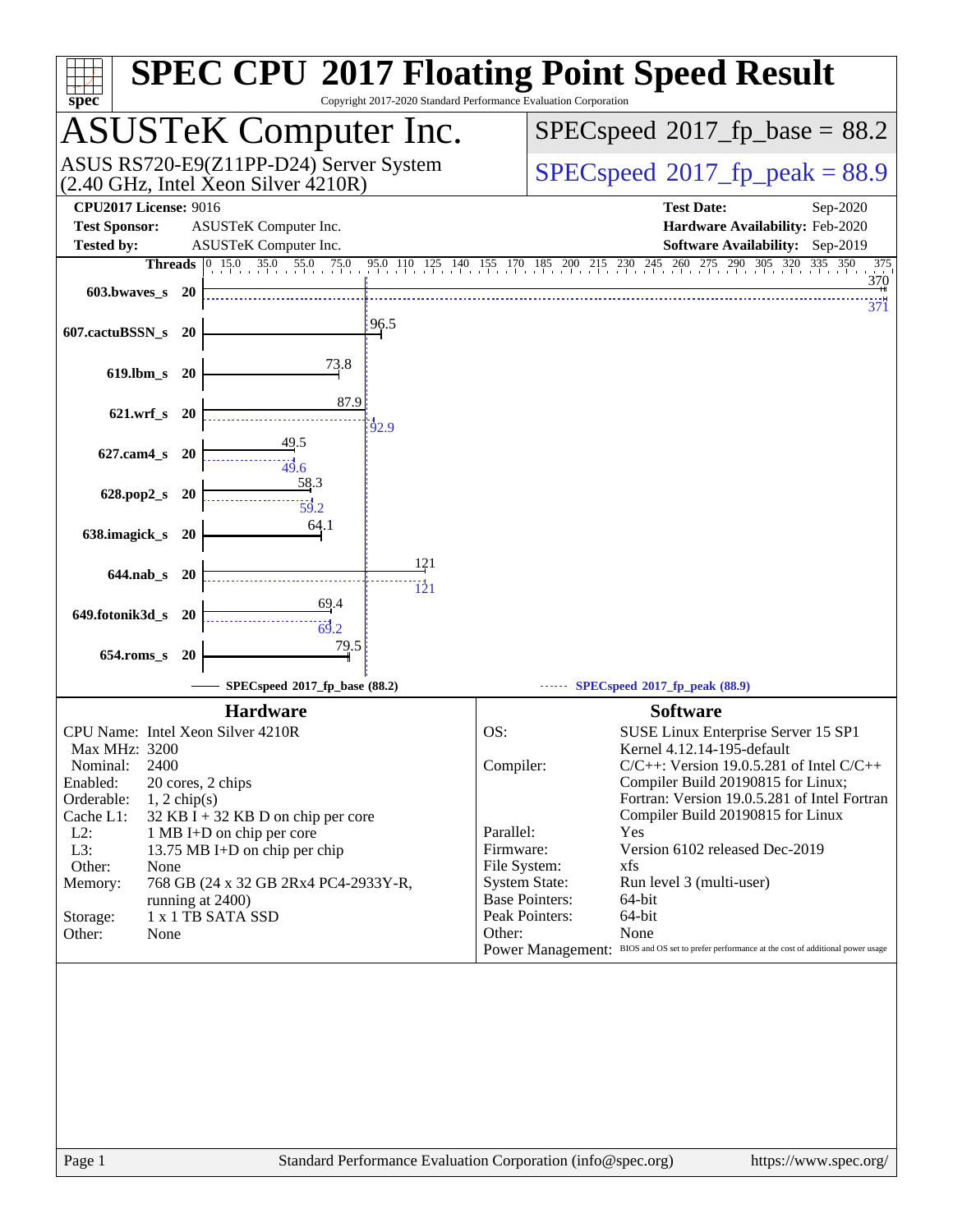# SPEC CPU 2017 Floating Point Speed Result

Copyright 2017-2020 Standard Performance Evaluation Corporation

## ASUSTeK Computer Inc.

ASUS RS720-E9(Z11PP-D24) Server System
(2.40 GHz, Intel Xeon Silver 4210R)

SPECspeed 2017_fp_base = 88.2

SPECspeed 2017_fp_peak = 88.9

**CPU2017 License:** 9016
**Test Sponsor:** ASUSTeK Computer Inc.
**Tested by:** ASUSTeK Computer Inc.

**Test Date:** Sep-2020
**Hardware Availability:** Feb-2020
**Software Availability:** Sep-2019

| Benchmark | Threads | Base | Peak |
|---|---|---|---|
| 603.bwaves_s | 20 | 370 | 371 |
| 607.cactuBSSN_s | 20 | 96.5 | |
| 619.lbm_s | 20 | 73.8 | |
| 621.wrf_s | 20 | 87.9 | 92.9 |
| 627.cam4_s | 20 | 49.5 | 49.6 |
| 628.pop2_s | 20 | 58.3 | 59.2 |
| 638.imagick_s | 20 | 64.1 | |
| 644.nab_s | 20 | 121 | 121 |
| 649.fotonik3d_s | 20 | 69.4 | 69.2 |
| 654.roms_s | 20 | 79.5 | |

SPECspeed 2017_fp_base (88.2) — SPECspeed 2017_fp_peak (88.9)

### Hardware

| | |
|---|---|
| CPU Name: | Intel Xeon Silver 4210R |
| Max MHz: | 3200 |
| Nominal: | 2400 |
| Enabled: | 20 cores, 2 chips |
| Orderable: | 1, 2 chip(s) |
| Cache L1: | 32 KB I + 32 KB D on chip per core |
| L2: | 1 MB I+D on chip per core |
| L3: | 13.75 MB I+D on chip per chip |
| Other: | None |
| Memory: | 768 GB (24 x 32 GB 2Rx4 PC4-2933Y-R, running at 2400) |
| Storage: | 1 x 1 TB SATA SSD |
| Other: | None |

### Software

| | |
|---|---|
| OS: | SUSE Linux Enterprise Server 15 SP1 Kernel 4.12.14-195-default |
| Compiler: | C/C++: Version 19.0.5.281 of Intel C/C++ Compiler Build 20190815 for Linux; Fortran: Version 19.0.5.281 of Intel Fortran Compiler Build 20190815 for Linux |
| Parallel: | Yes |
| Firmware: | Version 6102 released Dec-2019 |
| File System: | xfs |
| System State: | Run level 3 (multi-user) |
| Base Pointers: | 64-bit |
| Peak Pointers: | 64-bit |
| Other: | None |
| Power Management: | BIOS and OS set to prefer performance at the cost of additional power usage |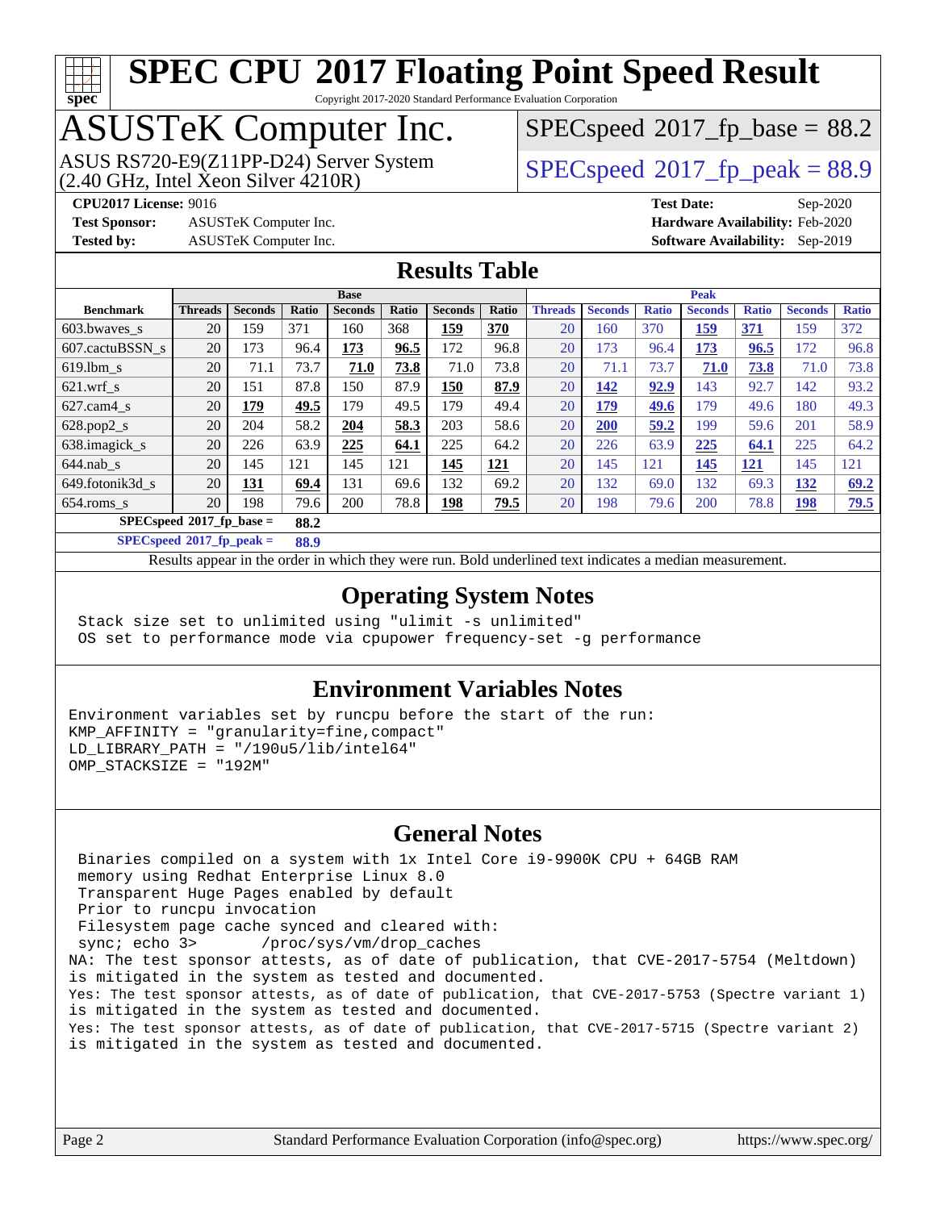# SPEC CPU 2017 Floating Point Speed Result

Copyright 2017-2020 Standard Performance Evaluation Corporation

# ASUSTeK Computer Inc.

ASUS RS720-E9(Z11PP-D24) Server System
(2.40 GHz, Intel Xeon Silver 4210R)

SPECspeed 2017_fp_base = 88.2

SPECspeed 2017_fp_peak = 88.9

**CPU2017 License:** 9016
**Test Sponsor:** ASUSTeK Computer Inc.
**Tested by:** ASUSTeK Computer Inc.

**Test Date:** Sep-2020
**Hardware Availability:** Feb-2020
**Software Availability:** Sep-2019

## Results Table

| Benchmark | Base | | | | | | | Peak | | | | | | |
|---|---|---|---|---|---|---|---|---|---|---|---|---|---|---|
| | Threads | Seconds | Ratio | Seconds | Ratio | Seconds | Ratio | Threads | Seconds | Ratio | Seconds | Ratio | Seconds | Ratio |
| 603.bwaves_s | 20 | 159 | 371 | 160 | 368 | **159** | **370** | 20 | 160 | 370 | **159** | **371** | 159 | 372 |
| 607.cactuBSSN_s | 20 | 173 | 96.4 | **173** | **96.5** | 172 | 96.8 | 20 | 173 | 96.4 | **173** | **96.5** | 172 | 96.8 |
| 619.lbm_s | 20 | 71.1 | 73.7 | **71.0** | **73.8** | 71.0 | 73.8 | 20 | 71.1 | 73.7 | **71.0** | **73.8** | 71.0 | 73.8 |
| 621.wrf_s | 20 | 151 | 87.8 | 150 | 87.9 | **150** | **87.9** | 20 | **142** | **92.9** | 143 | 92.7 | 142 | 93.2 |
| 627.cam4_s | 20 | **179** | **49.5** | 179 | 49.5 | 179 | 49.4 | 20 | **179** | **49.6** | 179 | 49.6 | 180 | 49.3 |
| 628.pop2_s | 20 | 204 | 58.2 | **204** | **58.3** | 203 | 58.6 | 20 | **200** | **59.2** | 199 | 59.6 | 201 | 58.9 |
| 638.imagick_s | 20 | 226 | 63.9 | **225** | **64.1** | 225 | 64.2 | 20 | 226 | 63.9 | **225** | **64.1** | 225 | 64.2 |
| 644.nab_s | 20 | 145 | 121 | 145 | 121 | **145** | **121** | 20 | 145 | 121 | **145** | **121** | 145 | 121 |
| 649.fotonik3d_s | 20 | **131** | **69.4** | 131 | 69.6 | 132 | 69.2 | 20 | 132 | 69.0 | 132 | 69.3 | **132** | **69.2** |
| 654.roms_s | 20 | 198 | 79.6 | 200 | 78.8 | **198** | **79.5** | 20 | 198 | 79.6 | 200 | 78.8 | **198** | **79.5** |

SPECspeed 2017_fp_base = **88.2**

SPECspeed 2017_fp_peak = **88.9**

Results appear in the order in which they were run. Bold underlined text indicates a median measurement.

## Operating System Notes

```
Stack size set to unlimited using "ulimit -s unlimited"
OS set to performance mode via cpupower frequency-set -g performance
```

## Environment Variables Notes

```
Environment variables set by runcpu before the start of the run:
KMP_AFFINITY = "granularity=fine,compact"
LD_LIBRARY_PATH = "/190u5/lib/intel64"
OMP_STACKSIZE = "192M"
```

## General Notes

```
Binaries compiled on a system with 1x Intel Core i9-9900K CPU + 64GB RAM
memory using Redhat Enterprise Linux 8.0
Transparent Huge Pages enabled by default
Prior to runcpu invocation
Filesystem page cache synced and cleared with:
sync; echo 3>       /proc/sys/vm/drop_caches
NA: The test sponsor attests, as of date of publication, that CVE-2017-5754 (Meltdown)
is mitigated in the system as tested and documented.
Yes: The test sponsor attests, as of date of publication, that CVE-2017-5753 (Spectre variant 1)
is mitigated in the system as tested and documented.
Yes: The test sponsor attests, as of date of publication, that CVE-2017-5715 (Spectre variant 2)
is mitigated in the system as tested and documented.
```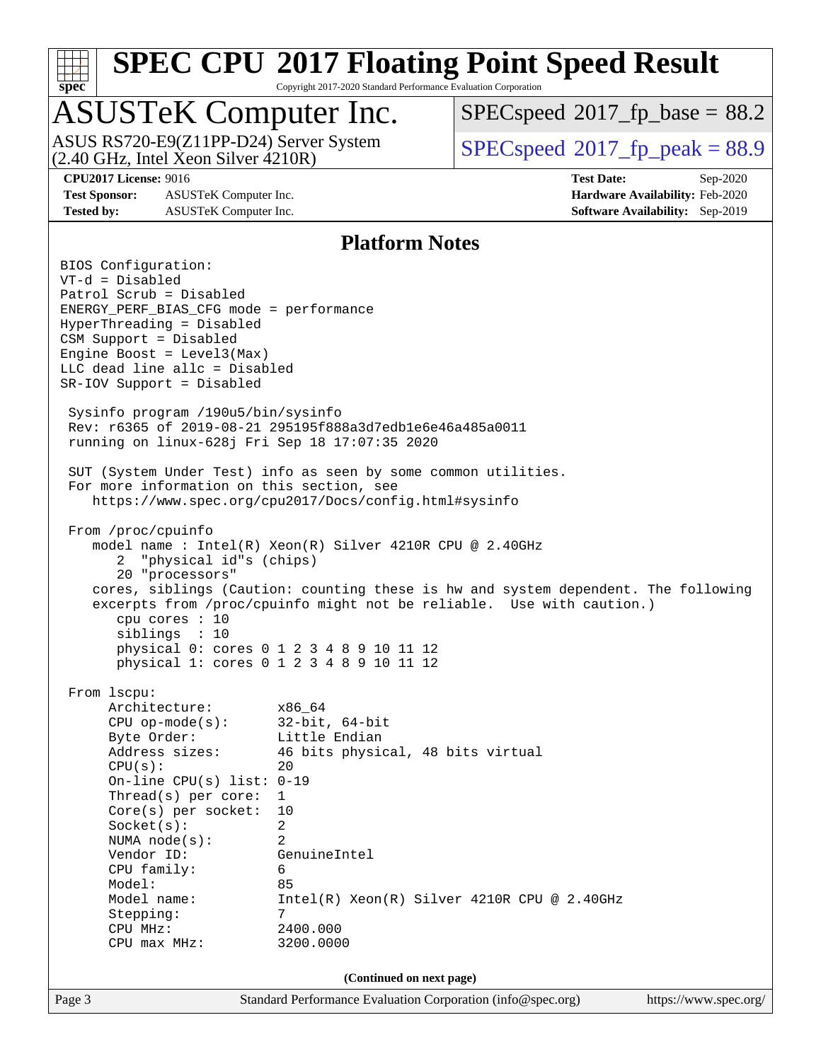# SPEC CPU 2017 Floating Point Speed Result

Copyright 2017-2020 Standard Performance Evaluation Corporation

## ASUSTeK Computer Inc.

ASUS RS720-E9(Z11PP-D24) Server System
(2.40 GHz, Intel Xeon Silver 4210R)

SPECspeed 2017_fp_base = 88.2

SPECspeed 2017_fp_peak = 88.9

**CPU2017 License:** 9016
**Test Sponsor:** ASUSTeK Computer Inc.
**Tested by:** ASUSTeK Computer Inc.

**Test Date:** Sep-2020
**Hardware Availability:** Feb-2020
**Software Availability:** Sep-2019

## Platform Notes

```
BIOS Configuration:
VT-d = Disabled
Patrol Scrub = Disabled
ENERGY_PERF_BIAS_CFG mode = performance
HyperThreading = Disabled
CSM Support = Disabled
Engine Boost = Level3(Max)
LLC dead line allc = Disabled
SR-IOV Support = Disabled

 Sysinfo program /190u5/bin/sysinfo
 Rev: r6365 of 2019-08-21 295195f888a3d7edb1e6e46a485a0011
 running on linux-628j Fri Sep 18 17:07:35 2020

 SUT (System Under Test) info as seen by some common utilities.
 For more information on this section, see
    https://www.spec.org/cpu2017/Docs/config.html#sysinfo

 From /proc/cpuinfo
    model name : Intel(R) Xeon(R) Silver 4210R CPU @ 2.40GHz
       2  "physical id"s (chips)
       20 "processors"
    cores, siblings (Caution: counting these is hw and system dependent. The following
    excerpts from /proc/cpuinfo might not be reliable.  Use with caution.)
       cpu cores : 10
       siblings  : 10
       physical 0: cores 0 1 2 3 4 8 9 10 11 12
       physical 1: cores 0 1 2 3 4 8 9 10 11 12

 From lscpu:
      Architecture:        x86_64
      CPU op-mode(s):      32-bit, 64-bit
      Byte Order:          Little Endian
      Address sizes:       46 bits physical, 48 bits virtual
      CPU(s):              20
      On-line CPU(s) list: 0-19
      Thread(s) per core:  1
      Core(s) per socket:  10
      Socket(s):           2
      NUMA node(s):        2
      Vendor ID:           GenuineIntel
      CPU family:          6
      Model:               85
      Model name:          Intel(R) Xeon(R) Silver 4210R CPU @ 2.40GHz
      Stepping:            7
      CPU MHz:             2400.000
      CPU max MHz:         3200.0000
```

**(Continued on next page)**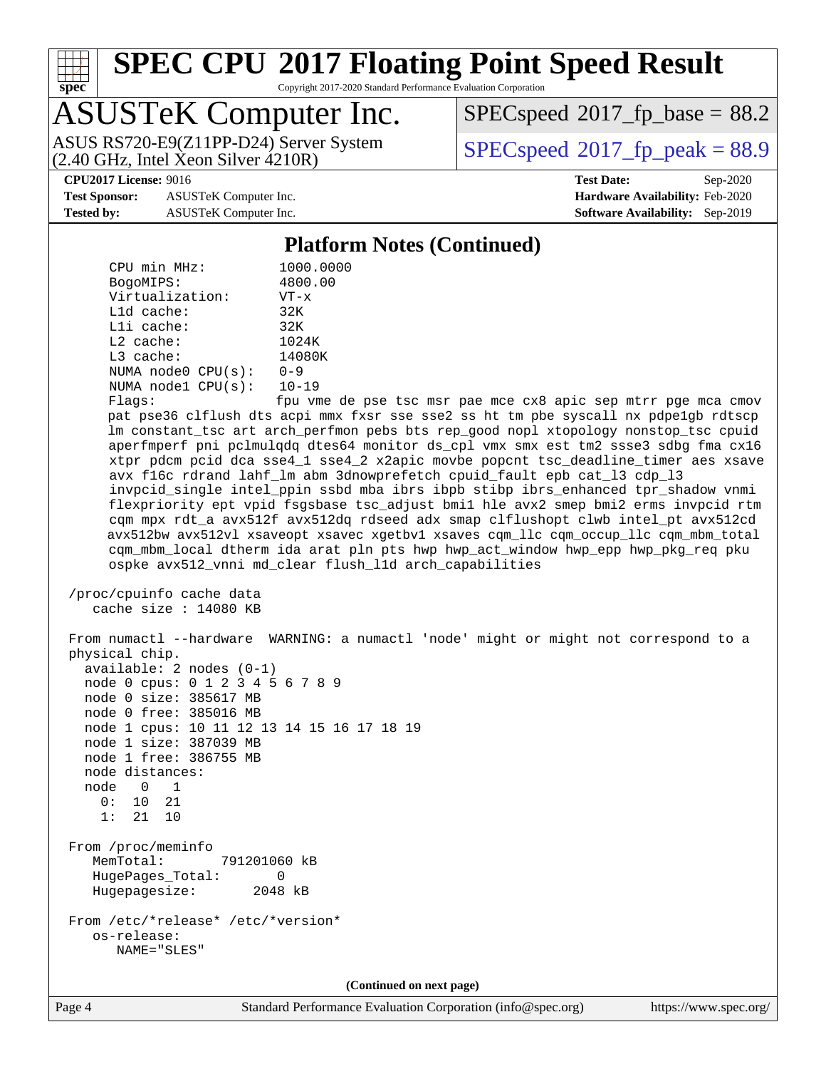## Platform Notes (Continued)

```
      CPU min MHz:           1000.0000
      BogoMIPS:              4800.00
      Virtualization:        VT-x
      L1d cache:             32K
      L1i cache:             32K
      L2 cache:              1024K
      L3 cache:              14080K
      NUMA node0 CPU(s):     0-9
      NUMA node1 CPU(s):     10-19
      Flags:                 fpu vme de pse tsc msr pae mce cx8 apic sep mtrr pge mca cmov
      pat pse36 clflush dts acpi mmx fxsr sse sse2 ss ht tm pbe syscall nx pdpe1gb rdtscp
      lm constant_tsc art arch_perfmon pebs bts rep_good nopl xtopology nonstop_tsc cpuid
      aperfmperf pni pclmulqdq dtes64 monitor ds_cpl vmx smx est tm2 ssse3 sdbg fma cx16
      xtpr pdcm pcid dca sse4_1 sse4_2 x2apic movbe popcnt tsc_deadline_timer aes xsave
      avx f16c rdrand lahf_lm abm 3dnowprefetch cpuid_fault epb cat_l3 cdp_l3
      invpcid_single intel_ppin ssbd mba ibrs ibpb stibp ibrs_enhanced tpr_shadow vnmi
      flexpriority ept vpid fsgsbase tsc_adjust bmi1 hle avx2 smep bmi2 erms invpcid rtm
      cqm mpx rdt_a avx512f avx512dq rdseed adx smap clflushopt clwb intel_pt avx512cd
      avx512bw avx512vl xsaveopt xsavec xgetbv1 xsaves cqm_llc cqm_occup_llc cqm_mbm_total
      cqm_mbm_local dtherm ida arat pln pts hwp hwp_act_window hwp_epp hwp_pkg_req pku
      ospke avx512_vnni md_clear flush_l1d arch_capabilities

 /proc/cpuinfo cache data
    cache size : 14080 KB

 From numactl --hardware  WARNING: a numactl 'node' might or might not correspond to a
 physical chip.
   available: 2 nodes (0-1)
   node 0 cpus: 0 1 2 3 4 5 6 7 8 9
   node 0 size: 385617 MB
   node 0 free: 385016 MB
   node 1 cpus: 10 11 12 13 14 15 16 17 18 19
   node 1 size: 387039 MB
   node 1 free: 386755 MB
   node distances:
   node   0   1
     0:  10  21
     1:  21  10

 From /proc/meminfo
    MemTotal:       791201060 kB
    HugePages_Total:       0
    Hugepagesize:       2048 kB

 From /etc/*release* /etc/*version*
    os-release:
       NAME="SLES"
```

(Continued on next page)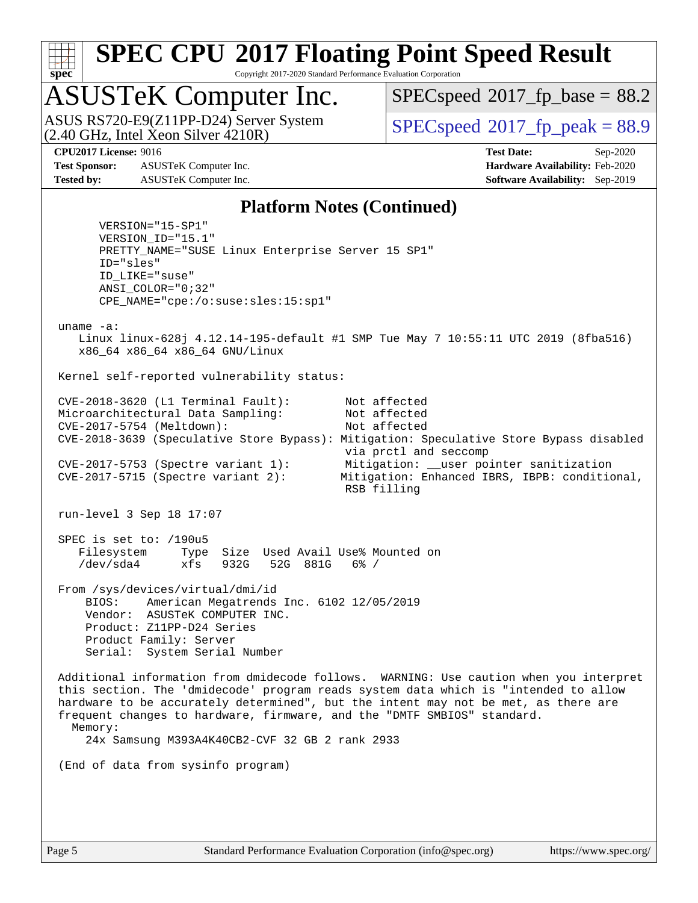## Platform Notes (Continued)

```
      VERSION="15-SP1"
      VERSION_ID="15.1"
      PRETTY_NAME="SUSE Linux Enterprise Server 15 SP1"
      ID="sles"
      ID_LIKE="suse"
      ANSI_COLOR="0;32"
      CPE_NAME="cpe:/o:suse:sles:15:sp1"

 uname -a:
    Linux linux-628j 4.12.14-195-default #1 SMP Tue May 7 10:55:11 UTC 2019 (8fba516)
    x86_64 x86_64 x86_64 GNU/Linux

 Kernel self-reported vulnerability status:

 CVE-2018-3620 (L1 Terminal Fault):        Not affected
 Microarchitectural Data Sampling:         Not affected
 CVE-2017-5754 (Meltdown):                 Not affected
 CVE-2018-3639 (Speculative Store Bypass): Mitigation: Speculative Store Bypass disabled
                                           via prctl and seccomp
 CVE-2017-5753 (Spectre variant 1):        Mitigation: __user pointer sanitization
 CVE-2017-5715 (Spectre variant 2):        Mitigation: Enhanced IBRS, IBPB: conditional,
                                           RSB filling

 run-level 3 Sep 18 17:07

 SPEC is set to: /190u5
    Filesystem     Type  Size  Used Avail Use% Mounted on
    /dev/sda4      xfs   932G   52G  881G   6% /

 From /sys/devices/virtual/dmi/id
     BIOS:    American Megatrends Inc. 6102 12/05/2019
     Vendor:  ASUSTeK COMPUTER INC.
     Product: Z11PP-D24 Series
     Product Family: Server
     Serial:  System Serial Number

 Additional information from dmidecode follows.  WARNING: Use caution when you interpret
 this section. The 'dmidecode' program reads system data which is "intended to allow
 hardware to be accurately determined", but the intent may not be met, as there are
 frequent changes to hardware, firmware, and the "DMTF SMBIOS" standard.
   Memory:
     24x Samsung M393A4K40CB2-CVF 32 GB 2 rank 2933

 (End of data from sysinfo program)
```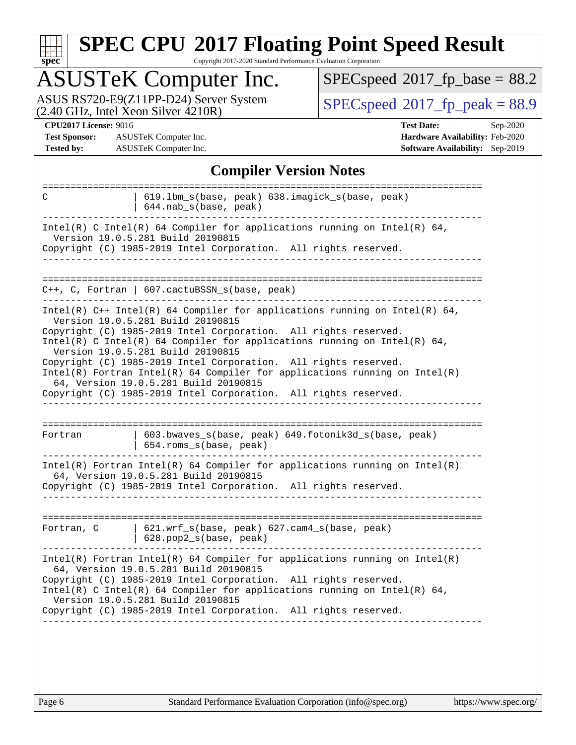# SPEC CPU 2017 Floating Point Speed Result

Copyright 2017-2020 Standard Performance Evaluation Corporation

## ASUSTeK Computer Inc.

ASUS RS720-E9(Z11PP-D24) Server System
(2.40 GHz, Intel Xeon Silver 4210R)

SPECspeed 2017_fp_base = 88.2

SPECspeed 2017_fp_peak = 88.9

**CPU2017 License:** 9016
**Test Sponsor:** ASUSTeK Computer Inc.
**Tested by:** ASUSTeK Computer Inc.

**Test Date:** Sep-2020
**Hardware Availability:** Feb-2020
**Software Availability:** Sep-2019

### Compiler Version Notes

```
==============================================================================
C               | 619.lbm_s(base, peak) 638.imagick_s(base, peak)
                | 644.nab_s(base, peak)
------------------------------------------------------------------------------
Intel(R) C Intel(R) 64 Compiler for applications running on Intel(R) 64,
  Version 19.0.5.281 Build 20190815
Copyright (C) 1985-2019 Intel Corporation.  All rights reserved.
------------------------------------------------------------------------------

==============================================================================
C++, C, Fortran | 607.cactuBSSN_s(base, peak)
------------------------------------------------------------------------------
Intel(R) C++ Intel(R) 64 Compiler for applications running on Intel(R) 64,
  Version 19.0.5.281 Build 20190815
Copyright (C) 1985-2019 Intel Corporation.  All rights reserved.
Intel(R) C Intel(R) 64 Compiler for applications running on Intel(R) 64,
  Version 19.0.5.281 Build 20190815
Copyright (C) 1985-2019 Intel Corporation.  All rights reserved.
Intel(R) Fortran Intel(R) 64 Compiler for applications running on Intel(R)
  64, Version 19.0.5.281 Build 20190815
Copyright (C) 1985-2019 Intel Corporation.  All rights reserved.
------------------------------------------------------------------------------

==============================================================================
Fortran         | 603.bwaves_s(base, peak) 649.fotonik3d_s(base, peak)
                | 654.roms_s(base, peak)
------------------------------------------------------------------------------
Intel(R) Fortran Intel(R) 64 Compiler for applications running on Intel(R)
  64, Version 19.0.5.281 Build 20190815
Copyright (C) 1985-2019 Intel Corporation.  All rights reserved.
------------------------------------------------------------------------------

==============================================================================
Fortran, C      | 621.wrf_s(base, peak) 627.cam4_s(base, peak)
                | 628.pop2_s(base, peak)
------------------------------------------------------------------------------
Intel(R) Fortran Intel(R) 64 Compiler for applications running on Intel(R)
  64, Version 19.0.5.281 Build 20190815
Copyright (C) 1985-2019 Intel Corporation.  All rights reserved.
Intel(R) C Intel(R) 64 Compiler for applications running on Intel(R) 64,
  Version 19.0.5.281 Build 20190815
Copyright (C) 1985-2019 Intel Corporation.  All rights reserved.
------------------------------------------------------------------------------
```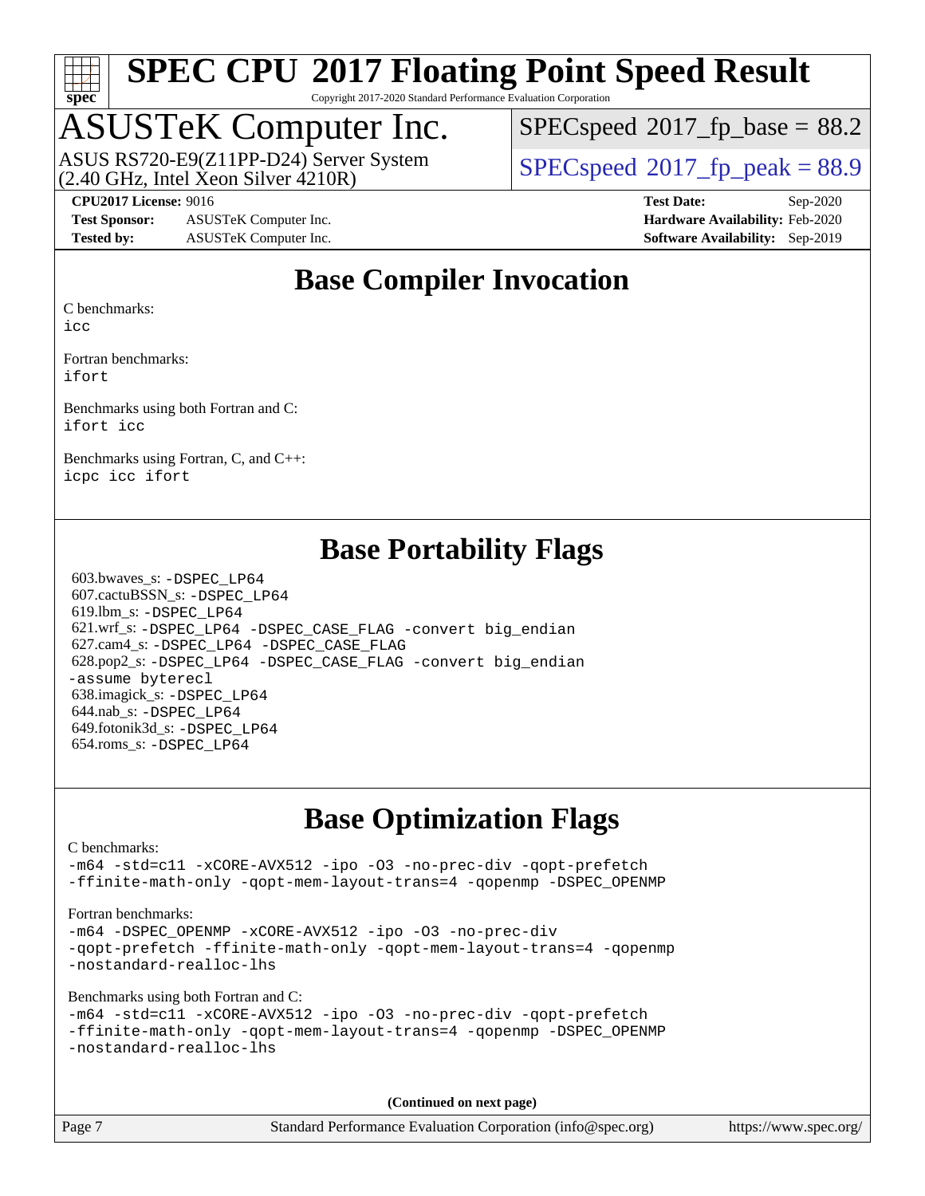# SPEC CPU 2017 Floating Point Speed Result

Copyright 2017-2020 Standard Performance Evaluation Corporation

## ASUSTeK Computer Inc.

ASUS RS720-E9(Z11PP-D24) Server System
(2.40 GHz, Intel Xeon Silver 4210R)

SPECspeed 2017_fp_base = 88.2

SPECspeed 2017_fp_peak = 88.9

**CPU2017 License:** 9016
**Test Sponsor:** ASUSTeK Computer Inc.
**Tested by:** ASUSTeK Computer Inc.

**Test Date:** Sep-2020
**Hardware Availability:** Feb-2020
**Software Availability:** Sep-2019

## Base Compiler Invocation

C benchmarks:
`icc`

Fortran benchmarks:
`ifort`

Benchmarks using both Fortran and C:
`ifort icc`

Benchmarks using Fortran, C, and C++:
`icpc icc ifort`

## Base Portability Flags

603.bwaves_s: `-DSPEC_LP64`
607.cactuBSSN_s: `-DSPEC_LP64`
619.lbm_s: `-DSPEC_LP64`
621.wrf_s: `-DSPEC_LP64 -DSPEC_CASE_FLAG -convert big_endian`
627.cam4_s: `-DSPEC_LP64 -DSPEC_CASE_FLAG`
628.pop2_s: `-DSPEC_LP64 -DSPEC_CASE_FLAG -convert big_endian -assume byterecl`
638.imagick_s: `-DSPEC_LP64`
644.nab_s: `-DSPEC_LP64`
649.fotonik3d_s: `-DSPEC_LP64`
654.roms_s: `-DSPEC_LP64`

## Base Optimization Flags

C benchmarks:
`-m64 -std=c11 -xCORE-AVX512 -ipo -O3 -no-prec-div -qopt-prefetch -ffinite-math-only -qopt-mem-layout-trans=4 -qopenmp -DSPEC_OPENMP`

Fortran benchmarks:
`-m64 -DSPEC_OPENMP -xCORE-AVX512 -ipo -O3 -no-prec-div -qopt-prefetch -ffinite-math-only -qopt-mem-layout-trans=4 -qopenmp -nostandard-realloc-lhs`

Benchmarks using both Fortran and C:
`-m64 -std=c11 -xCORE-AVX512 -ipo -O3 -no-prec-div -qopt-prefetch -ffinite-math-only -qopt-mem-layout-trans=4 -qopenmp -DSPEC_OPENMP -nostandard-realloc-lhs`

**(Continued on next page)**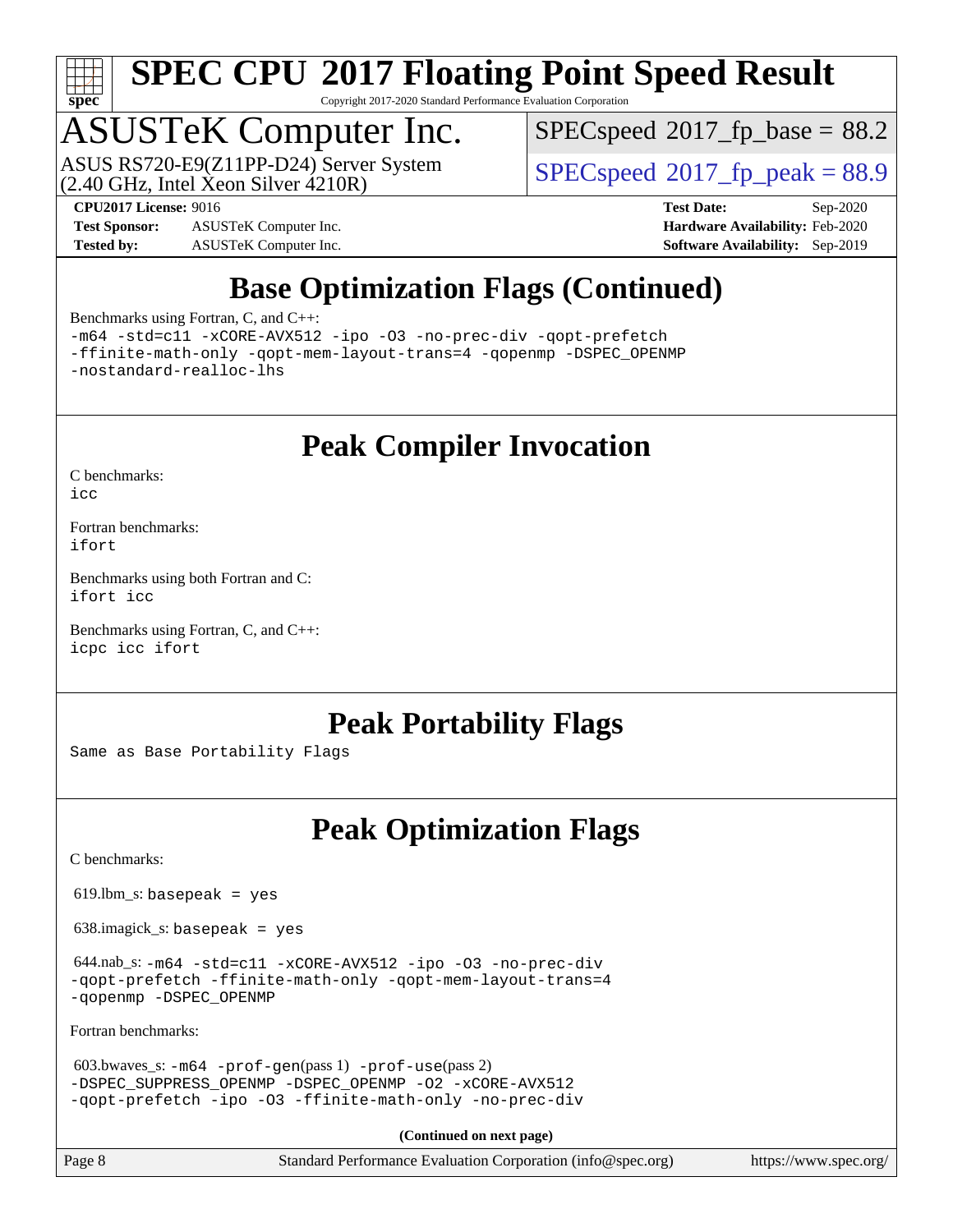# Base Optimization Flags (Continued)

Benchmarks using Fortran, C, and C++:

```
-m64 -std=c11 -xCORE-AVX512 -ipo -O3 -no-prec-div -qopt-prefetch
-ffinite-math-only -qopt-mem-layout-trans=4 -qopenmp -DSPEC_OPENMP
-nostandard-realloc-lhs
```

# Peak Compiler Invocation

C benchmarks:
```
icc
```

Fortran benchmarks:
```
ifort
```

Benchmarks using both Fortran and C:
```
ifort icc
```

Benchmarks using Fortran, C, and C++:
```
icpc icc ifort
```

# Peak Portability Flags

Same as Base Portability Flags

# Peak Optimization Flags

C benchmarks:

619.lbm_s: `basepeak = yes`

638.imagick_s: `basepeak = yes`

644.nab_s: `-m64 -std=c11 -xCORE-AVX512 -ipo -O3 -no-prec-div -qopt-prefetch -ffinite-math-only -qopt-mem-layout-trans=4 -qopenmp -DSPEC_OPENMP`

Fortran benchmarks:

603.bwaves_s: `-m64 -prof-gen`(pass 1) `-prof-use`(pass 2) `-DSPEC_SUPPRESS_OPENMP -DSPEC_OPENMP -O2 -xCORE-AVX512 -qopt-prefetch -ipo -O3 -ffinite-math-only -no-prec-div`

**(Continued on next page)**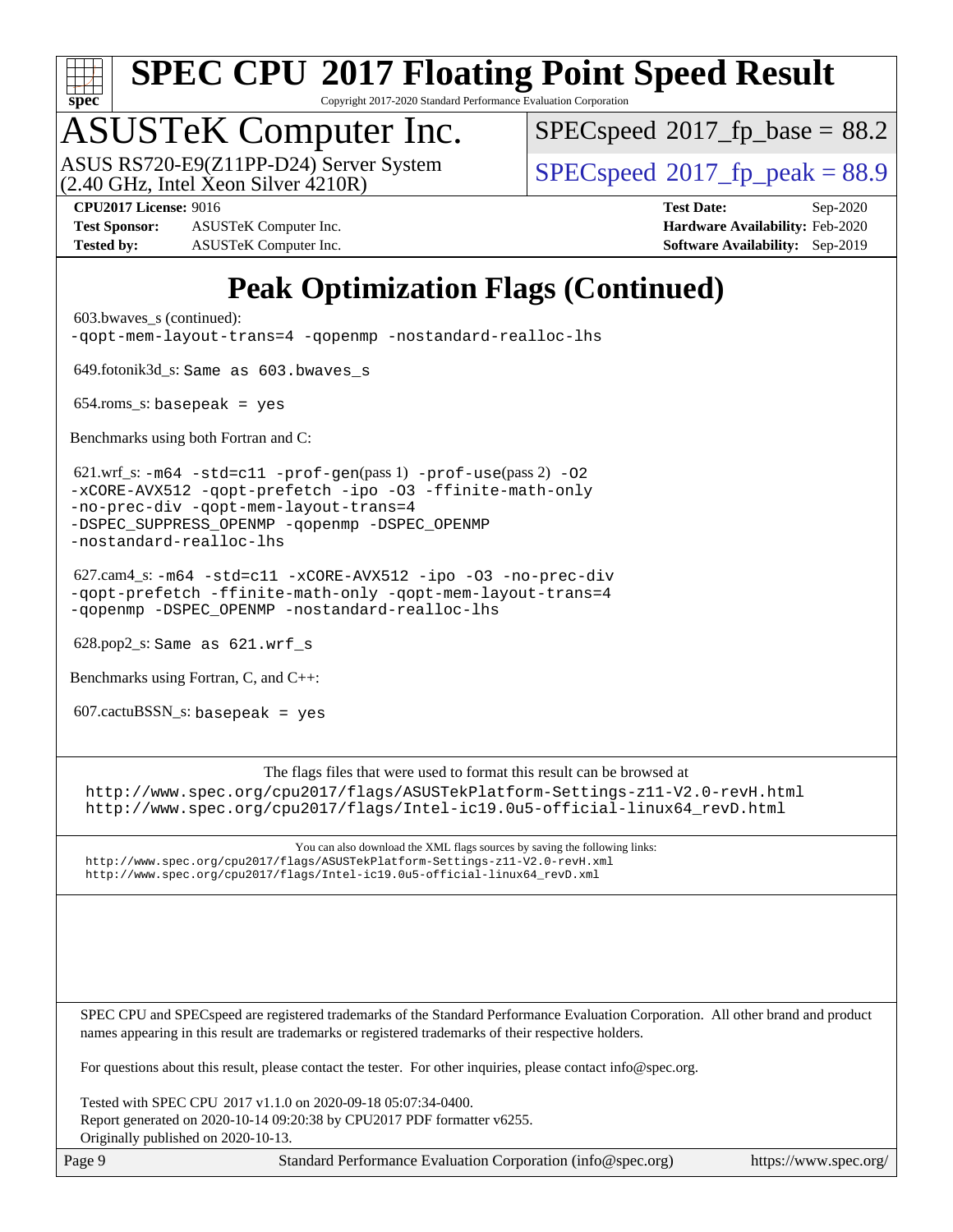# Peak Optimization Flags (Continued)

603.bwaves_s (continued):
-qopt-mem-layout-trans=4 -qopenmp -nostandard-realloc-lhs

649.fotonik3d_s: Same as 603.bwaves_s

654.roms_s: basepeak = yes

Benchmarks using both Fortran and C:

621.wrf_s: -m64 -std=c11 -prof-gen(pass 1) -prof-use(pass 2) -O2 -xCORE-AVX512 -qopt-prefetch -ipo -O3 -ffinite-math-only -no-prec-div -qopt-mem-layout-trans=4 -DSPEC_SUPPRESS_OPENMP -qopenmp -DSPEC_OPENMP -nostandard-realloc-lhs

627.cam4_s: -m64 -std=c11 -xCORE-AVX512 -ipo -O3 -no-prec-div -qopt-prefetch -ffinite-math-only -qopt-mem-layout-trans=4 -qopenmp -DSPEC_OPENMP -nostandard-realloc-lhs

628.pop2_s: Same as 621.wrf_s

Benchmarks using Fortran, C, and C++:

607.cactuBSSN_s: basepeak = yes

The flags files that were used to format this result can be browsed at
http://www.spec.org/cpu2017/flags/ASUSTekPlatform-Settings-z11-V2.0-revH.html
http://www.spec.org/cpu2017/flags/Intel-ic19.0u5-official-linux64_revD.html

You can also download the XML flags sources by saving the following links:
http://www.spec.org/cpu2017/flags/ASUSTekPlatform-Settings-z11-V2.0-revH.xml
http://www.spec.org/cpu2017/flags/Intel-ic19.0u5-official-linux64_revD.xml

SPEC CPU and SPECspeed are registered trademarks of the Standard Performance Evaluation Corporation. All other brand and product names appearing in this result are trademarks or registered trademarks of their respective holders.

For questions about this result, please contact the tester. For other inquiries, please contact info@spec.org.

Tested with SPEC CPU 2017 v1.1.0 on 2020-09-18 05:07:34-0400.
Report generated on 2020-10-14 09:20:38 by CPU2017 PDF formatter v6255.
Originally published on 2020-10-13.